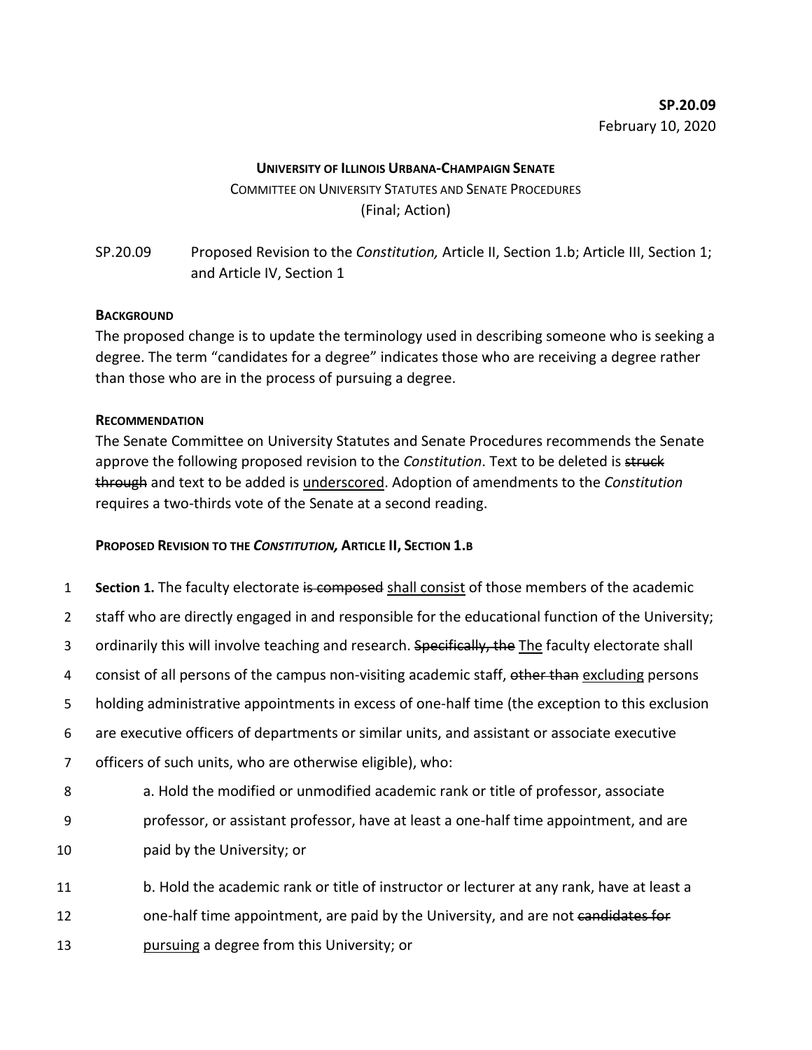**SP.20.09**
February 10, 2020

**UNIVERSITY OF ILLINOIS URBANA-CHAMPAIGN SENATE**
COMMITTEE ON UNIVERSITY STATUTES AND SENATE PROCEDURES
(Final; Action)

SP.20.09 Proposed Revision to the *Constitution,* Article II, Section 1.b; Article III, Section 1; and Article IV, Section 1

**BACKGROUND**

The proposed change is to update the terminology used in describing someone who is seeking a degree. The term "candidates for a degree" indicates those who are receiving a degree rather than those who are in the process of pursuing a degree.

**RECOMMENDATION**

The Senate Committee on University Statutes and Senate Procedures recommends the Senate approve the following proposed revision to the *Constitution*. Text to be deleted is ~~struck through~~ and text to be added is <u>underscored</u>. Adoption of amendments to the *Constitution* requires a two-thirds vote of the Senate at a second reading.

**PROPOSED REVISION TO THE *CONSTITUTION,* ARTICLE II, SECTION 1.B**

**Section 1.** The faculty electorate ~~is composed~~ <u>shall consist</u> of those members of the academic staff who are directly engaged in and responsible for the educational function of the University; ordinarily this will involve teaching and research. ~~Specifically, the~~ <u>The</u> faculty electorate shall consist of all persons of the campus non-visiting academic staff, ~~other than~~ <u>excluding</u> persons holding administrative appointments in excess of one-half time (the exception to this exclusion are executive officers of departments or similar units, and assistant or associate executive officers of such units, who are otherwise eligible), who:

a. Hold the modified or unmodified academic rank or title of professor, associate professor, or assistant professor, have at least a one-half time appointment, and are paid by the University; or

b. Hold the academic rank or title of instructor or lecturer at any rank, have at least a one-half time appointment, are paid by the University, and are not ~~candidates for~~ <u>pursuing</u> a degree from this University; or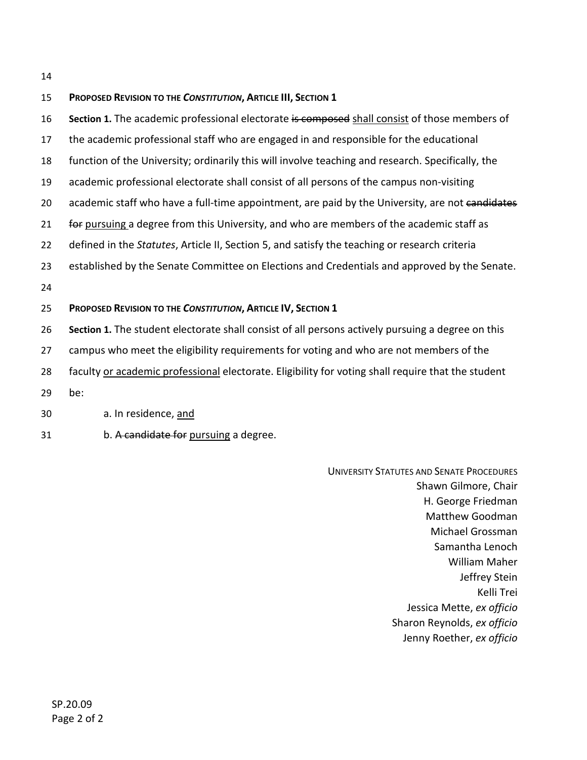**PROPOSED REVISION TO THE *CONSTITUTION*, ARTICLE III, SECTION 1**

**Section 1.** The academic professional electorate ~~is composed~~ <u>shall consist</u> of those members of the academic professional staff who are engaged in and responsible for the educational function of the University; ordinarily this will involve teaching and research. Specifically, the academic professional electorate shall consist of all persons of the campus non-visiting academic staff who have a full-time appointment, are paid by the University, are not ~~candidates for~~ <u>pursuing</u> a degree from this University, and who are members of the academic staff as defined in the *Statutes*, Article II, Section 5, and satisfy the teaching or research criteria established by the Senate Committee on Elections and Credentials and approved by the Senate.

**PROPOSED REVISION TO THE *CONSTITUTION*, ARTICLE IV, SECTION 1**

**Section 1.** The student electorate shall consist of all persons actively pursuing a degree on this campus who meet the eligibility requirements for voting and who are not members of the faculty <u>or academic professional</u> electorate. Eligibility for voting shall require that the student be:

a. In residence, <u>and</u>

b. ~~A candidate for~~ <u>pursuing</u> a degree.

UNIVERSITY STATUTES AND SENATE PROCEDURES
Shawn Gilmore, Chair
H. George Friedman
Matthew Goodman
Michael Grossman
Samantha Lenoch
William Maher
Jeffrey Stein
Kelli Trei
Jessica Mette, *ex officio*
Sharon Reynolds, *ex officio*
Jenny Roether, *ex officio*

SP.20.09